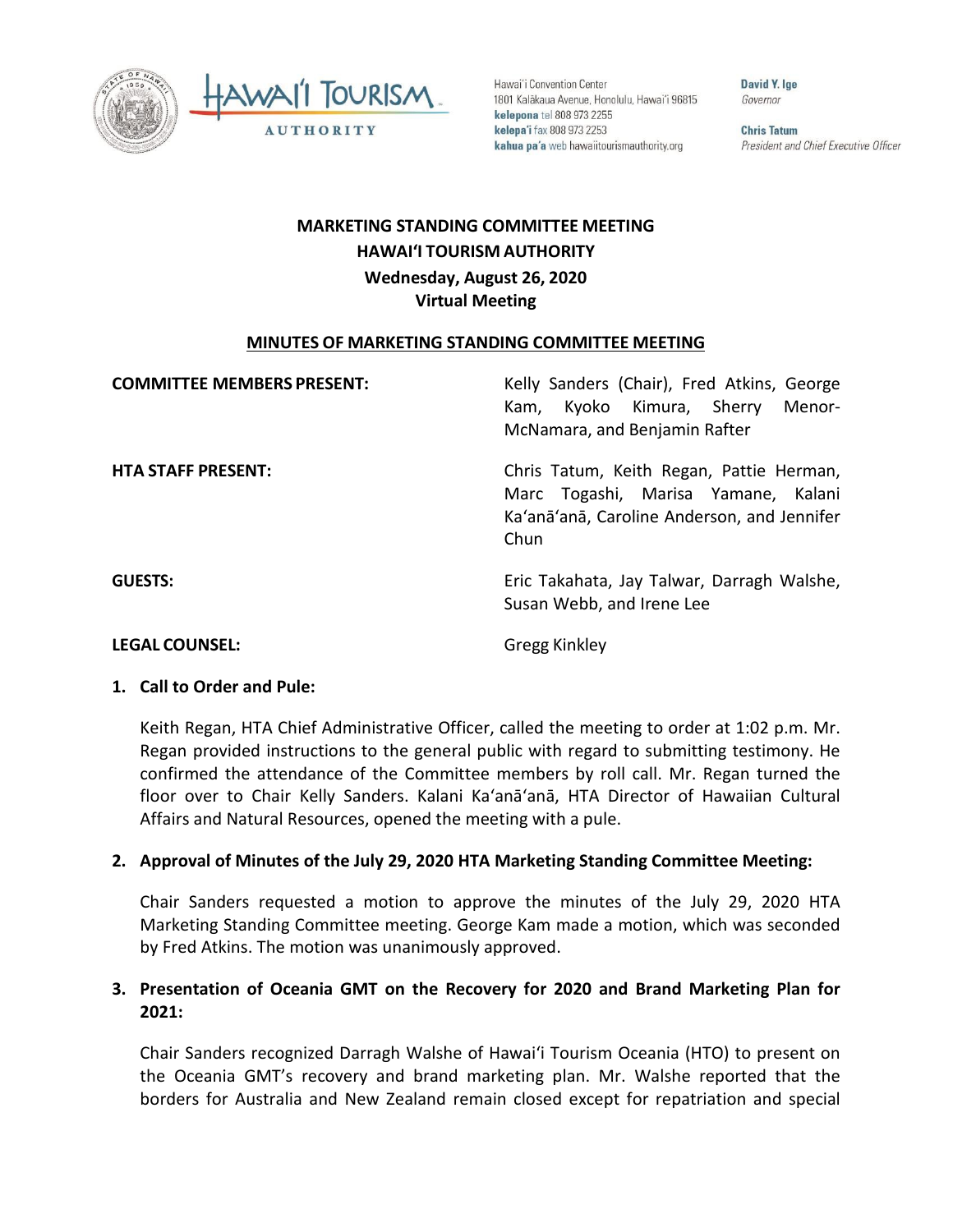Hawaiʻi Convention Center
1801 Kalākaua Avenue, Honolulu, Hawaiʻi 96815
**kelepona** tel 808 973 2255
**kelepaʻi** fax 808 973 2253
**kahua paʻa** web hawaiitourismauthority.org

**David Y. Ige**
*Governor*

**Chris Tatum**
*President and Chief Executive Officer*

# MARKETING STANDING COMMITTEE MEETING
# HAWAIʻI TOURISM AUTHORITY
## Wednesday, August 26, 2020
## Virtual Meeting

**MINUTES OF MARKETING STANDING COMMITTEE MEETING**

| | |
|---|---|
| **COMMITTEE MEMBERS PRESENT:** | Kelly Sanders (Chair), Fred Atkins, George Kam, Kyoko Kimura, Sherry Menor-McNamara, and Benjamin Rafter |
| **HTA STAFF PRESENT:** | Chris Tatum, Keith Regan, Pattie Herman, Marc Togashi, Marisa Yamane, Kalani Kaʻanāʻanā, Caroline Anderson, and Jennifer Chun |
| **GUESTS:** | Eric Takahata, Jay Talwar, Darragh Walshe, Susan Webb, and Irene Lee |
| **LEGAL COUNSEL:** | Gregg Kinkley |

**1. Call to Order and Pule:**

Keith Regan, HTA Chief Administrative Officer, called the meeting to order at 1:02 p.m. Mr. Regan provided instructions to the general public with regard to submitting testimony. He confirmed the attendance of the Committee members by roll call. Mr. Regan turned the floor over to Chair Kelly Sanders. Kalani Kaʻanāʻanā, HTA Director of Hawaiian Cultural Affairs and Natural Resources, opened the meeting with a pule.

**2. Approval of Minutes of the July 29, 2020 HTA Marketing Standing Committee Meeting:**

Chair Sanders requested a motion to approve the minutes of the July 29, 2020 HTA Marketing Standing Committee meeting. George Kam made a motion, which was seconded by Fred Atkins. The motion was unanimously approved.

**3. Presentation of Oceania GMT on the Recovery for 2020 and Brand Marketing Plan for 2021:**

Chair Sanders recognized Darragh Walshe of Hawaiʻi Tourism Oceania (HTO) to present on the Oceania GMT's recovery and brand marketing plan. Mr. Walshe reported that the borders for Australia and New Zealand remain closed except for repatriation and special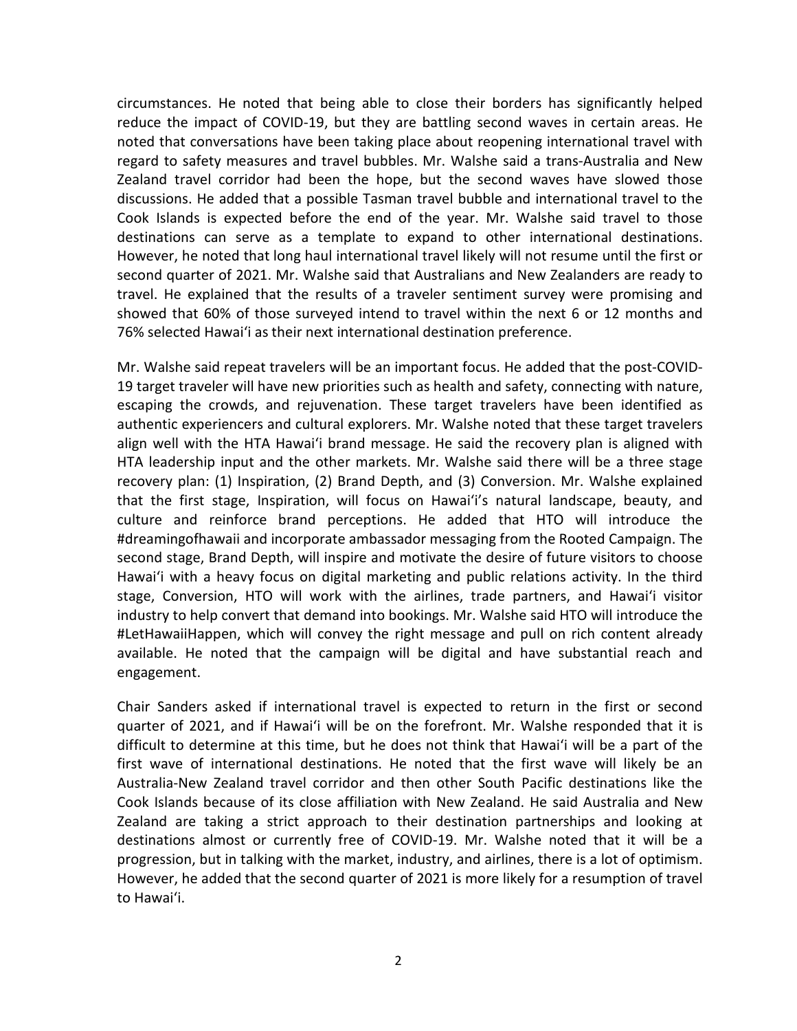circumstances. He noted that being able to close their borders has significantly helped reduce the impact of COVID-19, but they are battling second waves in certain areas. He noted that conversations have been taking place about reopening international travel with regard to safety measures and travel bubbles. Mr. Walshe said a trans-Australia and New Zealand travel corridor had been the hope, but the second waves have slowed those discussions. He added that a possible Tasman travel bubble and international travel to the Cook Islands is expected before the end of the year. Mr. Walshe said travel to those destinations can serve as a template to expand to other international destinations. However, he noted that long haul international travel likely will not resume until the first or second quarter of 2021. Mr. Walshe said that Australians and New Zealanders are ready to travel. He explained that the results of a traveler sentiment survey were promising and showed that 60% of those surveyed intend to travel within the next 6 or 12 months and 76% selected Hawaiʻi as their next international destination preference.

Mr. Walshe said repeat travelers will be an important focus. He added that the post-COVID-19 target traveler will have new priorities such as health and safety, connecting with nature, escaping the crowds, and rejuvenation. These target travelers have been identified as authentic experiencers and cultural explorers. Mr. Walshe noted that these target travelers align well with the HTA Hawaiʻi brand message. He said the recovery plan is aligned with HTA leadership input and the other markets. Mr. Walshe said there will be a three stage recovery plan: (1) Inspiration, (2) Brand Depth, and (3) Conversion. Mr. Walshe explained that the first stage, Inspiration, will focus on Hawaiʻi's natural landscape, beauty, and culture and reinforce brand perceptions. He added that HTO will introduce the #dreamingofhawaii and incorporate ambassador messaging from the Rooted Campaign. The second stage, Brand Depth, will inspire and motivate the desire of future visitors to choose Hawaiʻi with a heavy focus on digital marketing and public relations activity. In the third stage, Conversion, HTO will work with the airlines, trade partners, and Hawaiʻi visitor industry to help convert that demand into bookings. Mr. Walshe said HTO will introduce the #LetHawaiiHappen, which will convey the right message and pull on rich content already available. He noted that the campaign will be digital and have substantial reach and engagement.

Chair Sanders asked if international travel is expected to return in the first or second quarter of 2021, and if Hawaiʻi will be on the forefront. Mr. Walshe responded that it is difficult to determine at this time, but he does not think that Hawaiʻi will be a part of the first wave of international destinations. He noted that the first wave will likely be an Australia-New Zealand travel corridor and then other South Pacific destinations like the Cook Islands because of its close affiliation with New Zealand. He said Australia and New Zealand are taking a strict approach to their destination partnerships and looking at destinations almost or currently free of COVID-19. Mr. Walshe noted that it will be a progression, but in talking with the market, industry, and airlines, there is a lot of optimism. However, he added that the second quarter of 2021 is more likely for a resumption of travel to Hawaiʻi.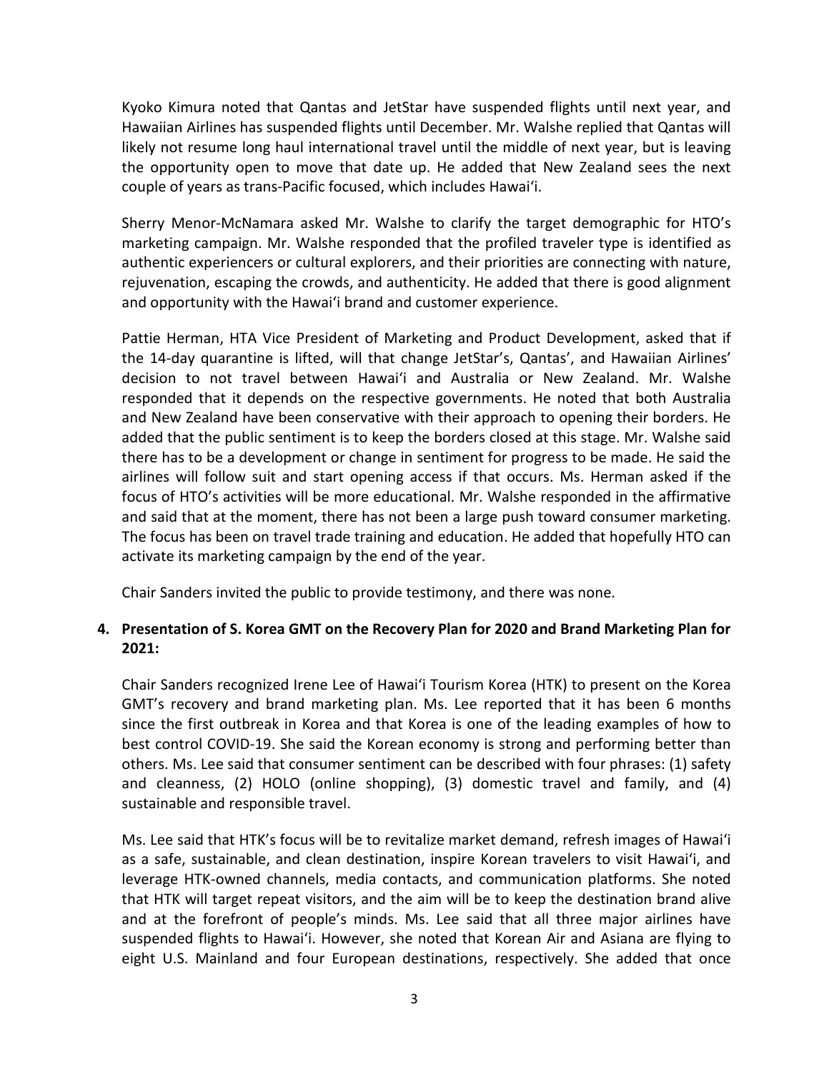Kyoko Kimura noted that Qantas and JetStar have suspended flights until next year, and Hawaiian Airlines has suspended flights until December. Mr. Walshe replied that Qantas will likely not resume long haul international travel until the middle of next year, but is leaving the opportunity open to move that date up. He added that New Zealand sees the next couple of years as trans-Pacific focused, which includes Hawaiʻi.

Sherry Menor-McNamara asked Mr. Walshe to clarify the target demographic for HTO's marketing campaign. Mr. Walshe responded that the profiled traveler type is identified as authentic experiencers or cultural explorers, and their priorities are connecting with nature, rejuvenation, escaping the crowds, and authenticity. He added that there is good alignment and opportunity with the Hawaiʻi brand and customer experience.

Pattie Herman, HTA Vice President of Marketing and Product Development, asked that if the 14-day quarantine is lifted, will that change JetStar's, Qantas', and Hawaiian Airlines' decision to not travel between Hawaiʻi and Australia or New Zealand. Mr. Walshe responded that it depends on the respective governments. He noted that both Australia and New Zealand have been conservative with their approach to opening their borders. He added that the public sentiment is to keep the borders closed at this stage. Mr. Walshe said there has to be a development or change in sentiment for progress to be made. He said the airlines will follow suit and start opening access if that occurs. Ms. Herman asked if the focus of HTO's activities will be more educational. Mr. Walshe responded in the affirmative and said that at the moment, there has not been a large push toward consumer marketing. The focus has been on travel trade training and education. He added that hopefully HTO can activate its marketing campaign by the end of the year.

Chair Sanders invited the public to provide testimony, and there was none.

**4. Presentation of S. Korea GMT on the Recovery Plan for 2020 and Brand Marketing Plan for 2021:**

Chair Sanders recognized Irene Lee of Hawaiʻi Tourism Korea (HTK) to present on the Korea GMT's recovery and brand marketing plan. Ms. Lee reported that it has been 6 months since the first outbreak in Korea and that Korea is one of the leading examples of how to best control COVID-19. She said the Korean economy is strong and performing better than others. Ms. Lee said that consumer sentiment can be described with four phrases: (1) safety and cleanness, (2) HOLO (online shopping), (3) domestic travel and family, and (4) sustainable and responsible travel.

Ms. Lee said that HTK's focus will be to revitalize market demand, refresh images of Hawaiʻi as a safe, sustainable, and clean destination, inspire Korean travelers to visit Hawaiʻi, and leverage HTK-owned channels, media contacts, and communication platforms. She noted that HTK will target repeat visitors, and the aim will be to keep the destination brand alive and at the forefront of people's minds. Ms. Lee said that all three major airlines have suspended flights to Hawaiʻi. However, she noted that Korean Air and Asiana are flying to eight U.S. Mainland and four European destinations, respectively. She added that once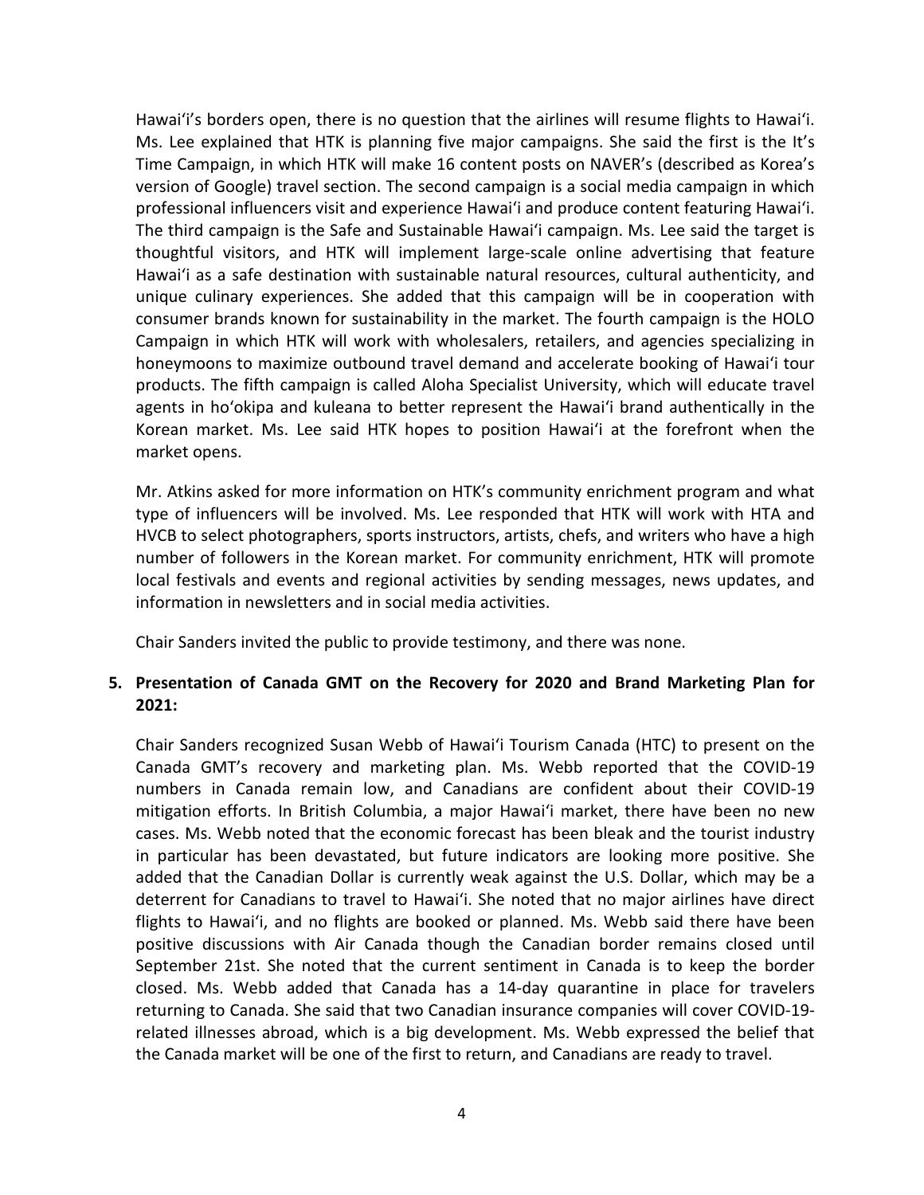Hawai'i's borders open, there is no question that the airlines will resume flights to Hawai'i. Ms. Lee explained that HTK is planning five major campaigns. She said the first is the It's Time Campaign, in which HTK will make 16 content posts on NAVER's (described as Korea's version of Google) travel section. The second campaign is a social media campaign in which professional influencers visit and experience Hawai'i and produce content featuring Hawai'i. The third campaign is the Safe and Sustainable Hawai'i campaign. Ms. Lee said the target is thoughtful visitors, and HTK will implement large-scale online advertising that feature Hawai'i as a safe destination with sustainable natural resources, cultural authenticity, and unique culinary experiences. She added that this campaign will be in cooperation with consumer brands known for sustainability in the market. The fourth campaign is the HOLO Campaign in which HTK will work with wholesalers, retailers, and agencies specializing in honeymoons to maximize outbound travel demand and accelerate booking of Hawai'i tour products. The fifth campaign is called Aloha Specialist University, which will educate travel agents in ho'okipa and kuleana to better represent the Hawai'i brand authentically in the Korean market. Ms. Lee said HTK hopes to position Hawai'i at the forefront when the market opens.

Mr. Atkins asked for more information on HTK's community enrichment program and what type of influencers will be involved. Ms. Lee responded that HTK will work with HTA and HVCB to select photographers, sports instructors, artists, chefs, and writers who have a high number of followers in the Korean market. For community enrichment, HTK will promote local festivals and events and regional activities by sending messages, news updates, and information in newsletters and in social media activities.

Chair Sanders invited the public to provide testimony, and there was none.

**5. Presentation of Canada GMT on the Recovery for 2020 and Brand Marketing Plan for 2021:**

Chair Sanders recognized Susan Webb of Hawai'i Tourism Canada (HTC) to present on the Canada GMT's recovery and marketing plan. Ms. Webb reported that the COVID-19 numbers in Canada remain low, and Canadians are confident about their COVID-19 mitigation efforts. In British Columbia, a major Hawai'i market, there have been no new cases. Ms. Webb noted that the economic forecast has been bleak and the tourist industry in particular has been devastated, but future indicators are looking more positive. She added that the Canadian Dollar is currently weak against the U.S. Dollar, which may be a deterrent for Canadians to travel to Hawai'i. She noted that no major airlines have direct flights to Hawai'i, and no flights are booked or planned. Ms. Webb said there have been positive discussions with Air Canada though the Canadian border remains closed until September 21st. She noted that the current sentiment in Canada is to keep the border closed. Ms. Webb added that Canada has a 14-day quarantine in place for travelers returning to Canada. She said that two Canadian insurance companies will cover COVID-19-related illnesses abroad, which is a big development. Ms. Webb expressed the belief that the Canada market will be one of the first to return, and Canadians are ready to travel.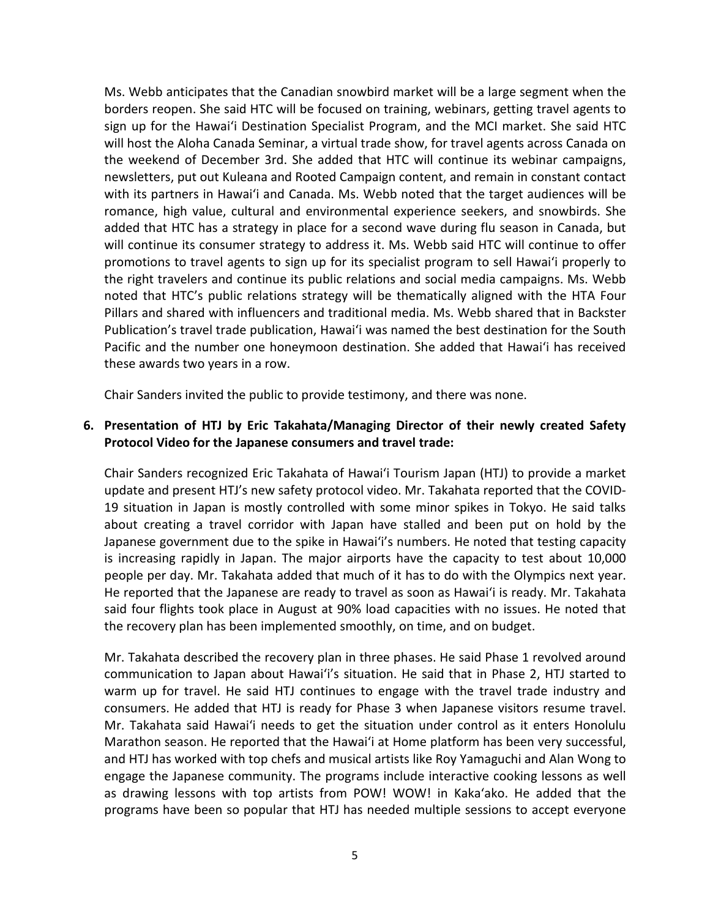Ms. Webb anticipates that the Canadian snowbird market will be a large segment when the borders reopen. She said HTC will be focused on training, webinars, getting travel agents to sign up for the Hawai'i Destination Specialist Program, and the MCI market. She said HTC will host the Aloha Canada Seminar, a virtual trade show, for travel agents across Canada on the weekend of December 3rd. She added that HTC will continue its webinar campaigns, newsletters, put out Kuleana and Rooted Campaign content, and remain in constant contact with its partners in Hawai'i and Canada. Ms. Webb noted that the target audiences will be romance, high value, cultural and environmental experience seekers, and snowbirds. She added that HTC has a strategy in place for a second wave during flu season in Canada, but will continue its consumer strategy to address it. Ms. Webb said HTC will continue to offer promotions to travel agents to sign up for its specialist program to sell Hawai'i properly to the right travelers and continue its public relations and social media campaigns. Ms. Webb noted that HTC's public relations strategy will be thematically aligned with the HTA Four Pillars and shared with influencers and traditional media. Ms. Webb shared that in Backster Publication's travel trade publication, Hawai'i was named the best destination for the South Pacific and the number one honeymoon destination. She added that Hawai'i has received these awards two years in a row.

Chair Sanders invited the public to provide testimony, and there was none.

**6. Presentation of HTJ by Eric Takahata/Managing Director of their newly created Safety Protocol Video for the Japanese consumers and travel trade:**

Chair Sanders recognized Eric Takahata of Hawai'i Tourism Japan (HTJ) to provide a market update and present HTJ's new safety protocol video. Mr. Takahata reported that the COVID-19 situation in Japan is mostly controlled with some minor spikes in Tokyo. He said talks about creating a travel corridor with Japan have stalled and been put on hold by the Japanese government due to the spike in Hawai'i's numbers. He noted that testing capacity is increasing rapidly in Japan. The major airports have the capacity to test about 10,000 people per day. Mr. Takahata added that much of it has to do with the Olympics next year. He reported that the Japanese are ready to travel as soon as Hawai'i is ready. Mr. Takahata said four flights took place in August at 90% load capacities with no issues. He noted that the recovery plan has been implemented smoothly, on time, and on budget.

Mr. Takahata described the recovery plan in three phases. He said Phase 1 revolved around communication to Japan about Hawai'i's situation. He said that in Phase 2, HTJ started to warm up for travel. He said HTJ continues to engage with the travel trade industry and consumers. He added that HTJ is ready for Phase 3 when Japanese visitors resume travel. Mr. Takahata said Hawai'i needs to get the situation under control as it enters Honolulu Marathon season. He reported that the Hawai'i at Home platform has been very successful, and HTJ has worked with top chefs and musical artists like Roy Yamaguchi and Alan Wong to engage the Japanese community. The programs include interactive cooking lessons as well as drawing lessons with top artists from POW! WOW! in Kaka'ako. He added that the programs have been so popular that HTJ has needed multiple sessions to accept everyone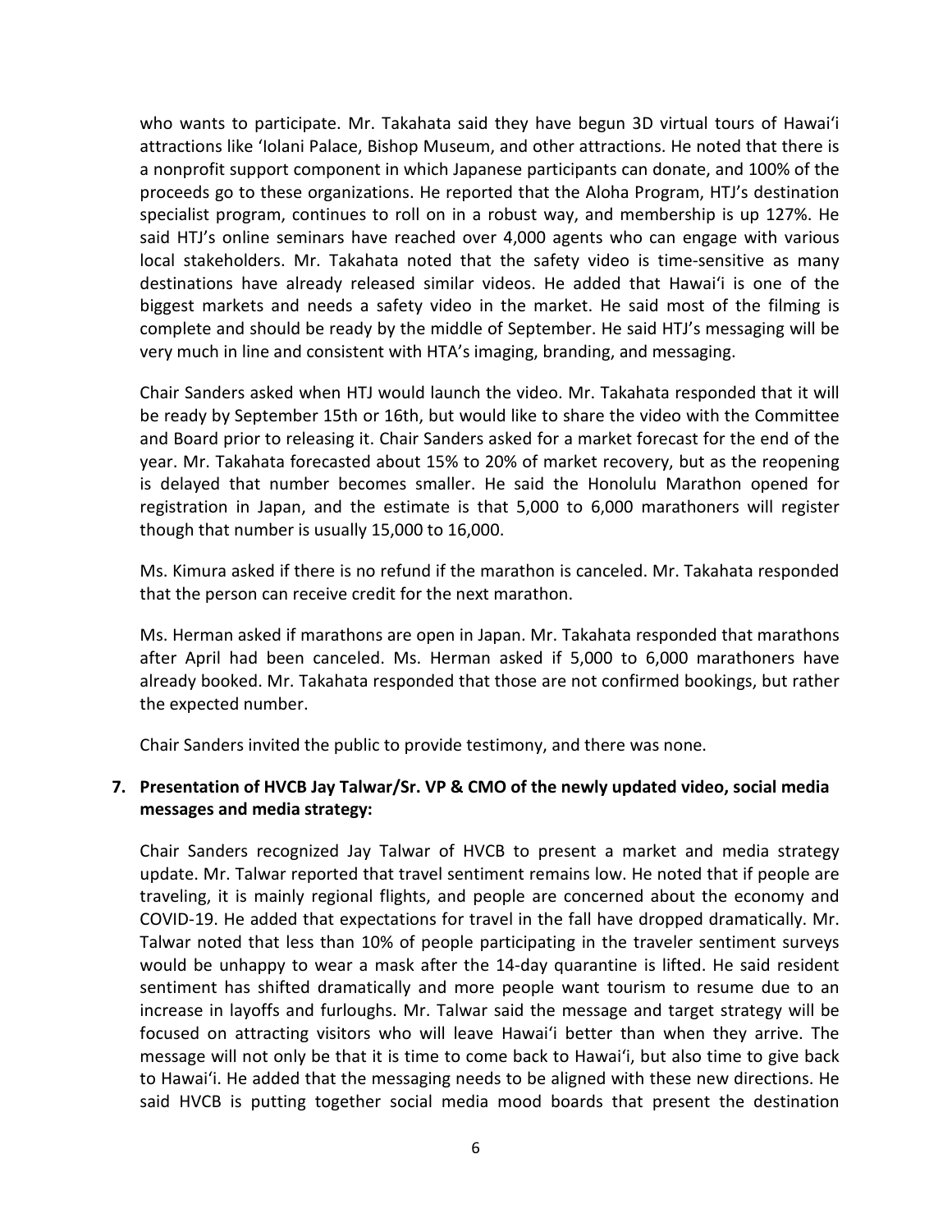who wants to participate. Mr. Takahata said they have begun 3D virtual tours of Hawaiʻi attractions like ʻIolani Palace, Bishop Museum, and other attractions. He noted that there is a nonprofit support component in which Japanese participants can donate, and 100% of the proceeds go to these organizations. He reported that the Aloha Program, HTJ's destination specialist program, continues to roll on in a robust way, and membership is up 127%. He said HTJ's online seminars have reached over 4,000 agents who can engage with various local stakeholders. Mr. Takahata noted that the safety video is time-sensitive as many destinations have already released similar videos. He added that Hawaiʻi is one of the biggest markets and needs a safety video in the market. He said most of the filming is complete and should be ready by the middle of September. He said HTJ's messaging will be very much in line and consistent with HTA's imaging, branding, and messaging.

Chair Sanders asked when HTJ would launch the video. Mr. Takahata responded that it will be ready by September 15th or 16th, but would like to share the video with the Committee and Board prior to releasing it. Chair Sanders asked for a market forecast for the end of the year. Mr. Takahata forecasted about 15% to 20% of market recovery, but as the reopening is delayed that number becomes smaller. He said the Honolulu Marathon opened for registration in Japan, and the estimate is that 5,000 to 6,000 marathoners will register though that number is usually 15,000 to 16,000.

Ms. Kimura asked if there is no refund if the marathon is canceled. Mr. Takahata responded that the person can receive credit for the next marathon.

Ms. Herman asked if marathons are open in Japan. Mr. Takahata responded that marathons after April had been canceled. Ms. Herman asked if 5,000 to 6,000 marathoners have already booked. Mr. Takahata responded that those are not confirmed bookings, but rather the expected number.

Chair Sanders invited the public to provide testimony, and there was none.

**7. Presentation of HVCB Jay Talwar/Sr. VP & CMO of the newly updated video, social media messages and media strategy:**

Chair Sanders recognized Jay Talwar of HVCB to present a market and media strategy update. Mr. Talwar reported that travel sentiment remains low. He noted that if people are traveling, it is mainly regional flights, and people are concerned about the economy and COVID-19. He added that expectations for travel in the fall have dropped dramatically. Mr. Talwar noted that less than 10% of people participating in the traveler sentiment surveys would be unhappy to wear a mask after the 14-day quarantine is lifted. He said resident sentiment has shifted dramatically and more people want tourism to resume due to an increase in layoffs and furloughs. Mr. Talwar said the message and target strategy will be focused on attracting visitors who will leave Hawaiʻi better than when they arrive. The message will not only be that it is time to come back to Hawaiʻi, but also time to give back to Hawaiʻi. He added that the messaging needs to be aligned with these new directions. He said HVCB is putting together social media mood boards that present the destination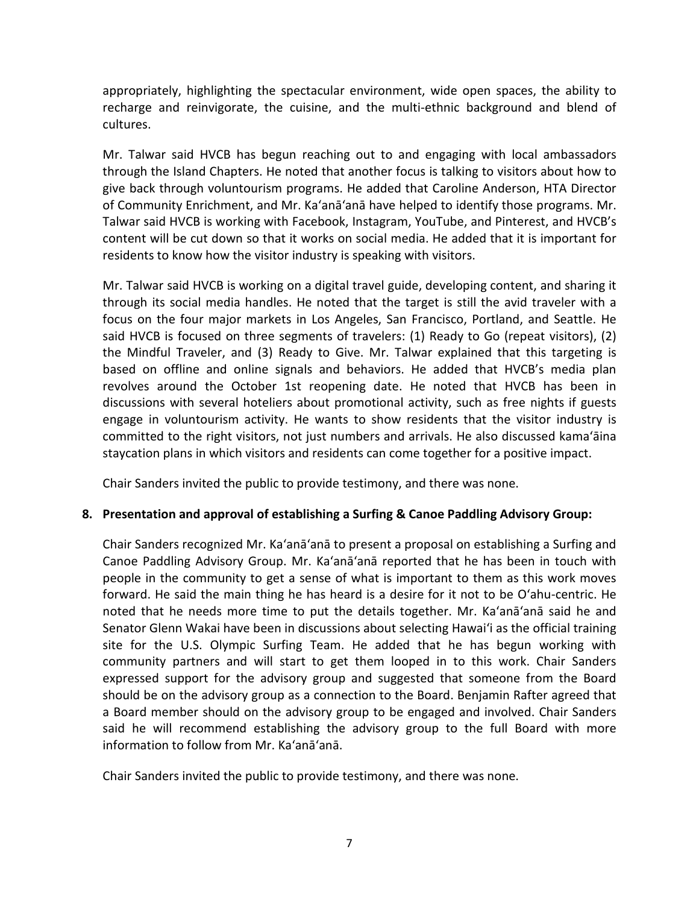appropriately, highlighting the spectacular environment, wide open spaces, the ability to recharge and reinvigorate, the cuisine, and the multi-ethnic background and blend of cultures.

Mr. Talwar said HVCB has begun reaching out to and engaging with local ambassadors through the Island Chapters. He noted that another focus is talking to visitors about how to give back through voluntourism programs. He added that Caroline Anderson, HTA Director of Community Enrichment, and Mr. Ka'anā'anā have helped to identify those programs. Mr. Talwar said HVCB is working with Facebook, Instagram, YouTube, and Pinterest, and HVCB's content will be cut down so that it works on social media. He added that it is important for residents to know how the visitor industry is speaking with visitors.

Mr. Talwar said HVCB is working on a digital travel guide, developing content, and sharing it through its social media handles. He noted that the target is still the avid traveler with a focus on the four major markets in Los Angeles, San Francisco, Portland, and Seattle. He said HVCB is focused on three segments of travelers: (1) Ready to Go (repeat visitors), (2) the Mindful Traveler, and (3) Ready to Give. Mr. Talwar explained that this targeting is based on offline and online signals and behaviors. He added that HVCB's media plan revolves around the October 1st reopening date. He noted that HVCB has been in discussions with several hoteliers about promotional activity, such as free nights if guests engage in voluntourism activity. He wants to show residents that the visitor industry is committed to the right visitors, not just numbers and arrivals. He also discussed kama'āina staycation plans in which visitors and residents can come together for a positive impact.

Chair Sanders invited the public to provide testimony, and there was none.

**8. Presentation and approval of establishing a Surfing & Canoe Paddling Advisory Group:**

Chair Sanders recognized Mr. Ka'anā'anā to present a proposal on establishing a Surfing and Canoe Paddling Advisory Group. Mr. Ka'anā'anā reported that he has been in touch with people in the community to get a sense of what is important to them as this work moves forward. He said the main thing he has heard is a desire for it not to be O'ahu-centric. He noted that he needs more time to put the details together. Mr. Ka'anā'anā said he and Senator Glenn Wakai have been in discussions about selecting Hawai'i as the official training site for the U.S. Olympic Surfing Team. He added that he has begun working with community partners and will start to get them looped in to this work. Chair Sanders expressed support for the advisory group and suggested that someone from the Board should be on the advisory group as a connection to the Board. Benjamin Rafter agreed that a Board member should on the advisory group to be engaged and involved. Chair Sanders said he will recommend establishing the advisory group to the full Board with more information to follow from Mr. Ka'anā'anā.

Chair Sanders invited the public to provide testimony, and there was none.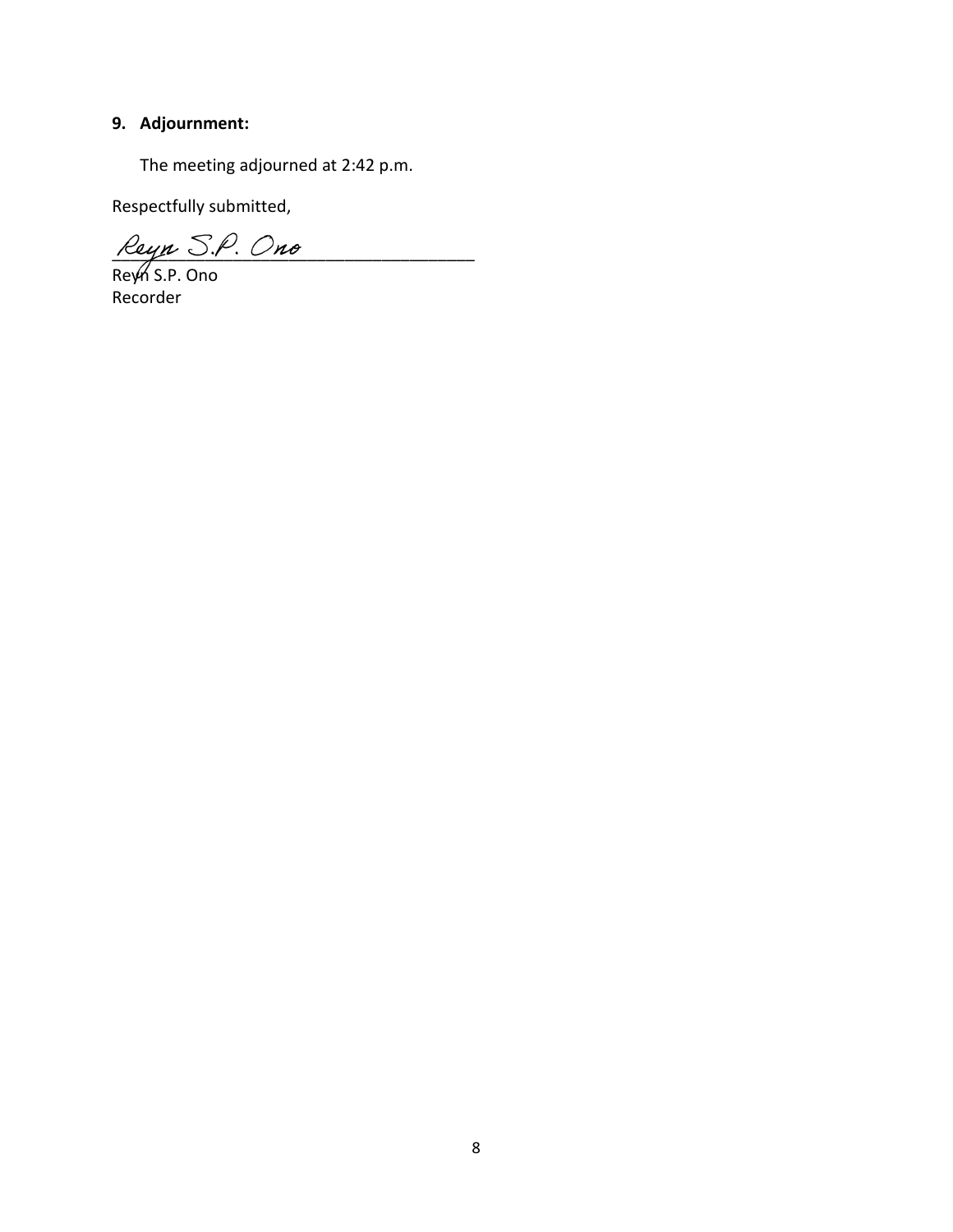**9. Adjournment:**

The meeting adjourned at 2:42 p.m.

Respectfully submitted,

Reyn S.P. Ono

Reyn S.P. Ono
Recorder